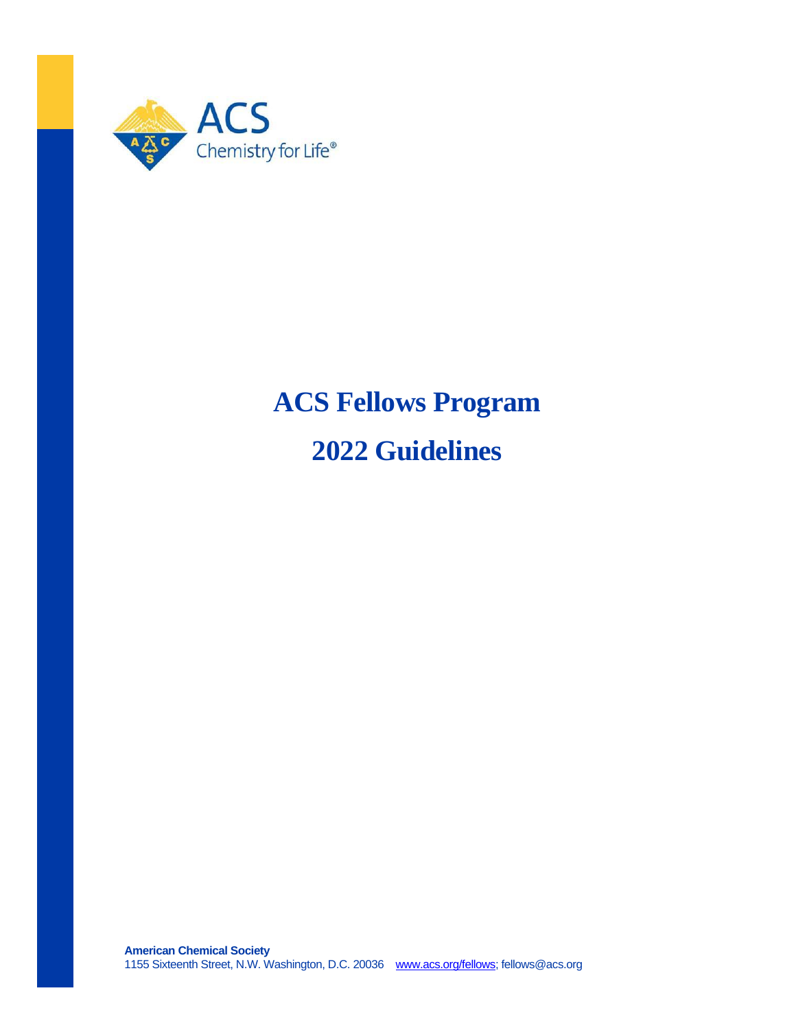ACS

Chemistry for Life®

# ACS Fellows Program

# 2022 Guidelines

**American Chemical Society**
1155 Sixteenth Street, N.W. Washington, D.C. 20036 [www.acs.org/fellows](www.acs.org/fellows); fellows@acs.org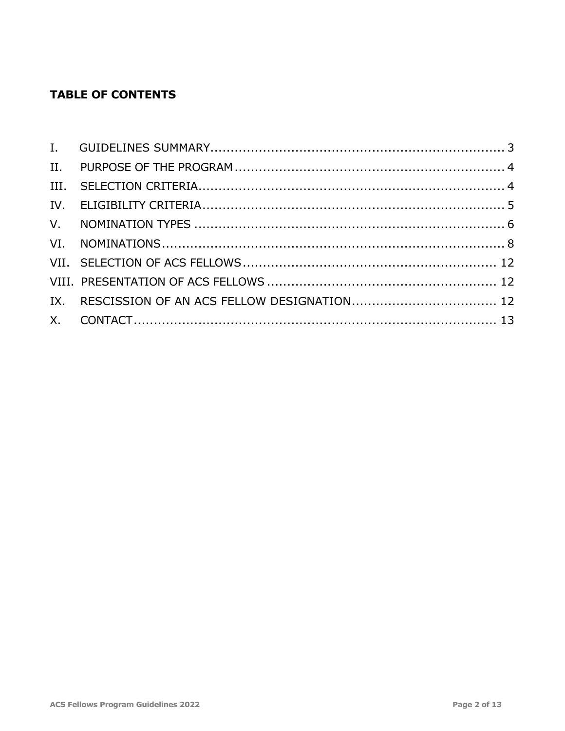## TABLE OF CONTENTS

I. GUIDELINES SUMMARY........................................................................ 3
II. PURPOSE OF THE PROGRAM .................................................................. 4
III. SELECTION CRITERIA.......................................................................... 4
IV. ELIGIBILITY CRITERIA.......................................................................... 5
V. NOMINATION TYPES ............................................................................ 6
VI. NOMINATIONS..................................................................................... 8
VII. SELECTION OF ACS FELLOWS .............................................................. 12
VIII. PRESENTATION OF ACS FELLOWS ........................................................ 12
IX. RESCISSION OF AN ACS FELLOW DESIGNATION................................... 12
X. CONTACT.......................................................................................... 13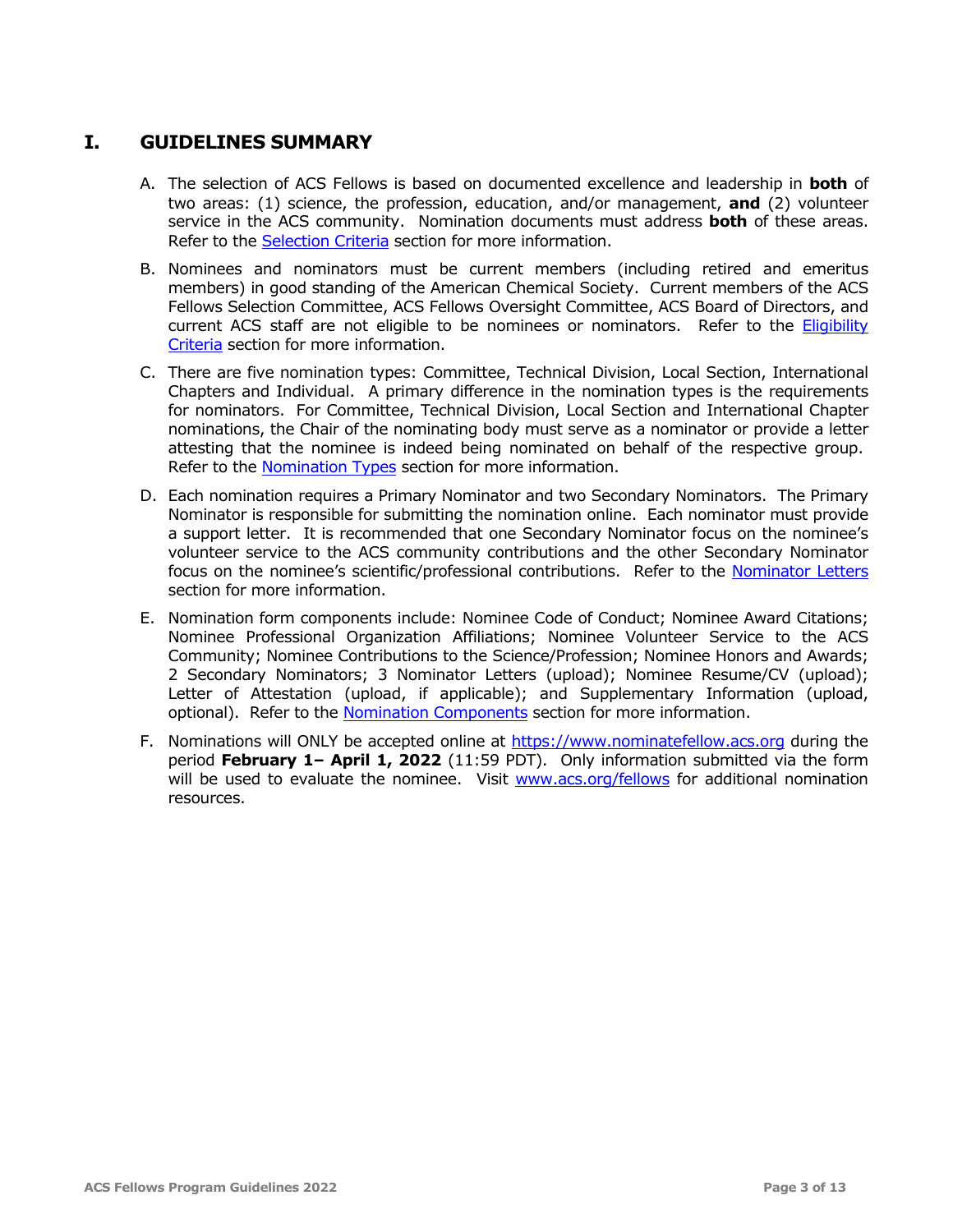## I. GUIDELINES SUMMARY

A. The selection of ACS Fellows is based on documented excellence and leadership in **both** of two areas: (1) science, the profession, education, and/or management, **and** (2) volunteer service in the ACS community. Nomination documents must address **both** of these areas. Refer to the [Selection Criteria](#) section for more information.

B. Nominees and nominators must be current members (including retired and emeritus members) in good standing of the American Chemical Society. Current members of the ACS Fellows Selection Committee, ACS Fellows Oversight Committee, ACS Board of Directors, and current ACS staff are not eligible to be nominees or nominators. Refer to the [Eligibility Criteria](#) section for more information.

C. There are five nomination types: Committee, Technical Division, Local Section, International Chapters and Individual. A primary difference in the nomination types is the requirements for nominators. For Committee, Technical Division, Local Section and International Chapter nominations, the Chair of the nominating body must serve as a nominator or provide a letter attesting that the nominee is indeed being nominated on behalf of the respective group. Refer to the [Nomination Types](#) section for more information.

D. Each nomination requires a Primary Nominator and two Secondary Nominators. The Primary Nominator is responsible for submitting the nomination online. Each nominator must provide a support letter. It is recommended that one Secondary Nominator focus on the nominee's volunteer service to the ACS community contributions and the other Secondary Nominator focus on the nominee's scientific/professional contributions. Refer to the [Nominator Letters](#) section for more information.

E. Nomination form components include: Nominee Code of Conduct; Nominee Award Citations; Nominee Professional Organization Affiliations; Nominee Volunteer Service to the ACS Community; Nominee Contributions to the Science/Profession; Nominee Honors and Awards; 2 Secondary Nominators; 3 Nominator Letters (upload); Nominee Resume/CV (upload); Letter of Attestation (upload, if applicable); and Supplementary Information (upload, optional). Refer to the [Nomination Components](#) section for more information.

F. Nominations will ONLY be accepted online at [https://www.nominatefellow.acs.org](https://www.nominatefellow.acs.org) during the period **February 1– April 1, 2022** (11:59 PDT). Only information submitted via the form will be used to evaluate the nominee. Visit [www.acs.org/fellows](http://www.acs.org/fellows) for additional nomination resources.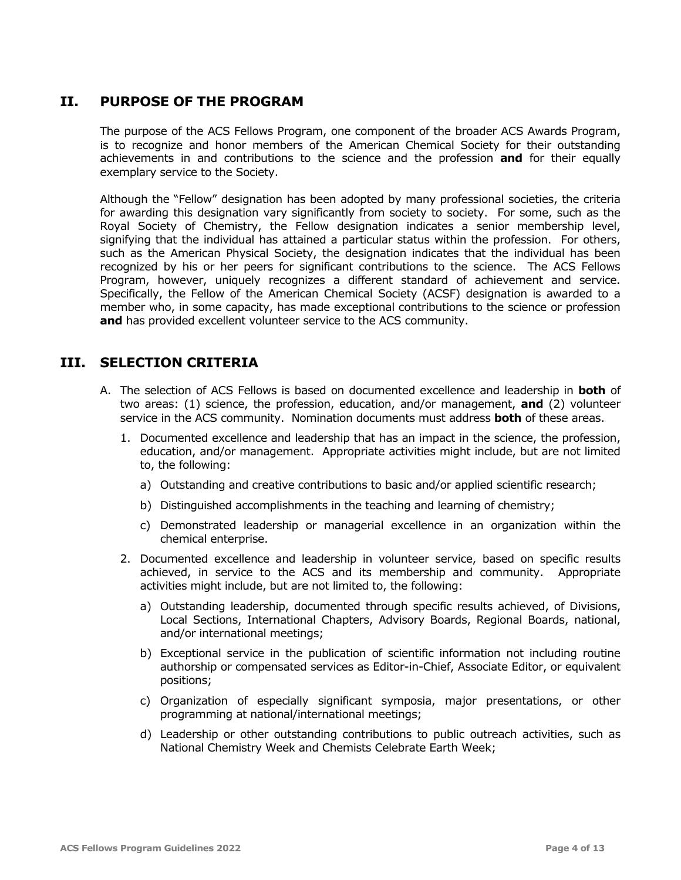## II. PURPOSE OF THE PROGRAM

The purpose of the ACS Fellows Program, one component of the broader ACS Awards Program, is to recognize and honor members of the American Chemical Society for their outstanding achievements in and contributions to the science and the profession **and** for their equally exemplary service to the Society.

Although the "Fellow" designation has been adopted by many professional societies, the criteria for awarding this designation vary significantly from society to society. For some, such as the Royal Society of Chemistry, the Fellow designation indicates a senior membership level, signifying that the individual has attained a particular status within the profession. For others, such as the American Physical Society, the designation indicates that the individual has been recognized by his or her peers for significant contributions to the science. The ACS Fellows Program, however, uniquely recognizes a different standard of achievement and service. Specifically, the Fellow of the American Chemical Society (ACSF) designation is awarded to a member who, in some capacity, has made exceptional contributions to the science or profession **and** has provided excellent volunteer service to the ACS community.

## III. SELECTION CRITERIA

A. The selection of ACS Fellows is based on documented excellence and leadership in **both** of two areas: (1) science, the profession, education, and/or management, **and** (2) volunteer service in the ACS community. Nomination documents must address **both** of these areas.

1. Documented excellence and leadership that has an impact in the science, the profession, education, and/or management. Appropriate activities might include, but are not limited to, the following:

   a) Outstanding and creative contributions to basic and/or applied scientific research;

   b) Distinguished accomplishments in the teaching and learning of chemistry;

   c) Demonstrated leadership or managerial excellence in an organization within the chemical enterprise.

2. Documented excellence and leadership in volunteer service, based on specific results achieved, in service to the ACS and its membership and community. Appropriate activities might include, but are not limited to, the following:

   a) Outstanding leadership, documented through specific results achieved, of Divisions, Local Sections, International Chapters, Advisory Boards, Regional Boards, national, and/or international meetings;

   b) Exceptional service in the publication of scientific information not including routine authorship or compensated services as Editor-in-Chief, Associate Editor, or equivalent positions;

   c) Organization of especially significant symposia, major presentations, or other programming at national/international meetings;

   d) Leadership or other outstanding contributions to public outreach activities, such as National Chemistry Week and Chemists Celebrate Earth Week;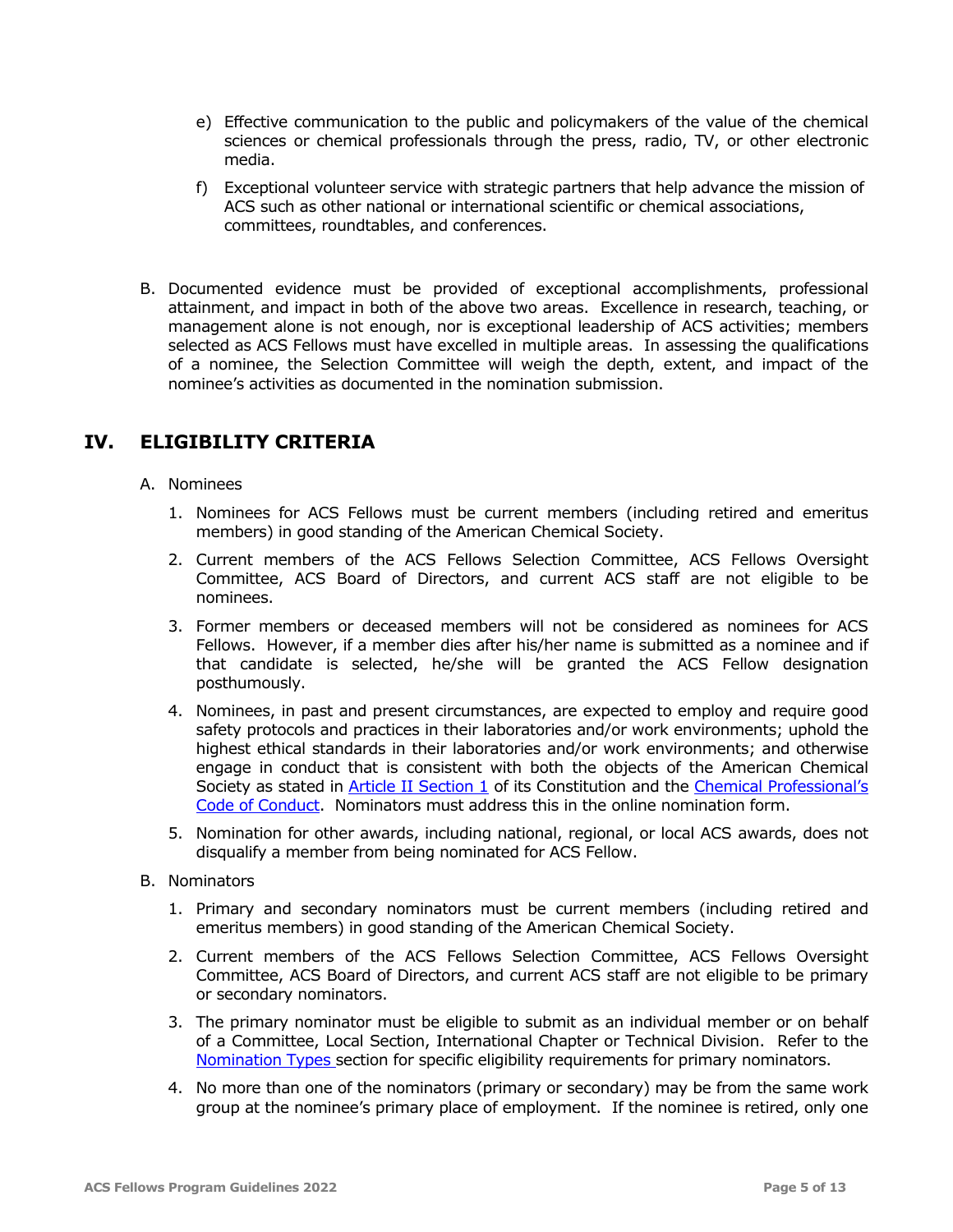e) Effective communication to the public and policymakers of the value of the chemical sciences or chemical professionals through the press, radio, TV, or other electronic media.

f) Exceptional volunteer service with strategic partners that help advance the mission of ACS such as other national or international scientific or chemical associations, committees, roundtables, and conferences.

B. Documented evidence must be provided of exceptional accomplishments, professional attainment, and impact in both of the above two areas. Excellence in research, teaching, or management alone is not enough, nor is exceptional leadership of ACS activities; members selected as ACS Fellows must have excelled in multiple areas. In assessing the qualifications of a nominee, the Selection Committee will weigh the depth, extent, and impact of the nominee's activities as documented in the nomination submission.

## IV. ELIGIBILITY CRITERIA

A. Nominees

1. Nominees for ACS Fellows must be current members (including retired and emeritus members) in good standing of the American Chemical Society.
2. Current members of the ACS Fellows Selection Committee, ACS Fellows Oversight Committee, ACS Board of Directors, and current ACS staff are not eligible to be nominees.
3. Former members or deceased members will not be considered as nominees for ACS Fellows. However, if a member dies after his/her name is submitted as a nominee and if that candidate is selected, he/she will be granted the ACS Fellow designation posthumously.
4. Nominees, in past and present circumstances, are expected to employ and require good safety protocols and practices in their laboratories and/or work environments; uphold the highest ethical standards in their laboratories and/or work environments; and otherwise engage in conduct that is consistent with both the objects of the American Chemical Society as stated in Article II Section 1 of its Constitution and the Chemical Professional's Code of Conduct. Nominators must address this in the online nomination form.
5. Nomination for other awards, including national, regional, or local ACS awards, does not disqualify a member from being nominated for ACS Fellow.

B. Nominators

1. Primary and secondary nominators must be current members (including retired and emeritus members) in good standing of the American Chemical Society.
2. Current members of the ACS Fellows Selection Committee, ACS Fellows Oversight Committee, ACS Board of Directors, and current ACS staff are not eligible to be primary or secondary nominators.
3. The primary nominator must be eligible to submit as an individual member or on behalf of a Committee, Local Section, International Chapter or Technical Division. Refer to the Nomination Types section for specific eligibility requirements for primary nominators.
4. No more than one of the nominators (primary or secondary) may be from the same work group at the nominee's primary place of employment. If the nominee is retired, only one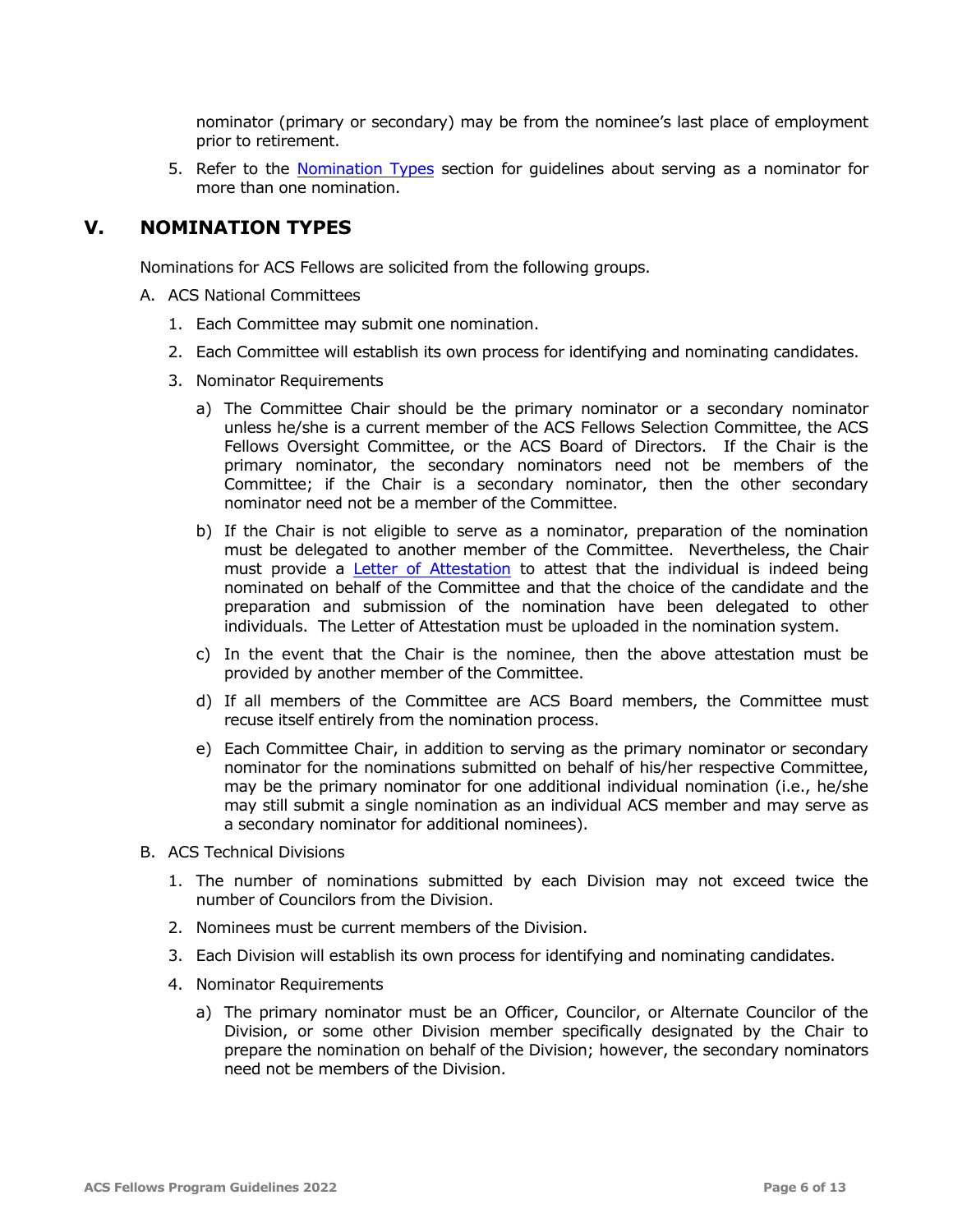nominator (primary or secondary) may be from the nominee's last place of employment prior to retirement.

5. Refer to the [Nomination Types](#) section for guidelines about serving as a nominator for more than one nomination.

## V. NOMINATION TYPES

Nominations for ACS Fellows are solicited from the following groups.

A. ACS National Committees

1. Each Committee may submit one nomination.
2. Each Committee will establish its own process for identifying and nominating candidates.
3. Nominator Requirements
   a) The Committee Chair should be the primary nominator or a secondary nominator unless he/she is a current member of the ACS Fellows Selection Committee, the ACS Fellows Oversight Committee, or the ACS Board of Directors. If the Chair is the primary nominator, the secondary nominators need not be members of the Committee; if the Chair is a secondary nominator, then the other secondary nominator need not be a member of the Committee.
   b) If the Chair is not eligible to serve as a nominator, preparation of the nomination must be delegated to another member of the Committee. Nevertheless, the Chair must provide a [Letter of Attestation](#) to attest that the individual is indeed being nominated on behalf of the Committee and that the choice of the candidate and the preparation and submission of the nomination have been delegated to other individuals. The Letter of Attestation must be uploaded in the nomination system.
   c) In the event that the Chair is the nominee, then the above attestation must be provided by another member of the Committee.
   d) If all members of the Committee are ACS Board members, the Committee must recuse itself entirely from the nomination process.
   e) Each Committee Chair, in addition to serving as the primary nominator or secondary nominator for the nominations submitted on behalf of his/her respective Committee, may be the primary nominator for one additional individual nomination (i.e., he/she may still submit a single nomination as an individual ACS member and may serve as a secondary nominator for additional nominees).

B. ACS Technical Divisions

1. The number of nominations submitted by each Division may not exceed twice the number of Councilors from the Division.
2. Nominees must be current members of the Division.
3. Each Division will establish its own process for identifying and nominating candidates.
4. Nominator Requirements
   a) The primary nominator must be an Officer, Councilor, or Alternate Councilor of the Division, or some other Division member specifically designated by the Chair to prepare the nomination on behalf of the Division; however, the secondary nominators need not be members of the Division.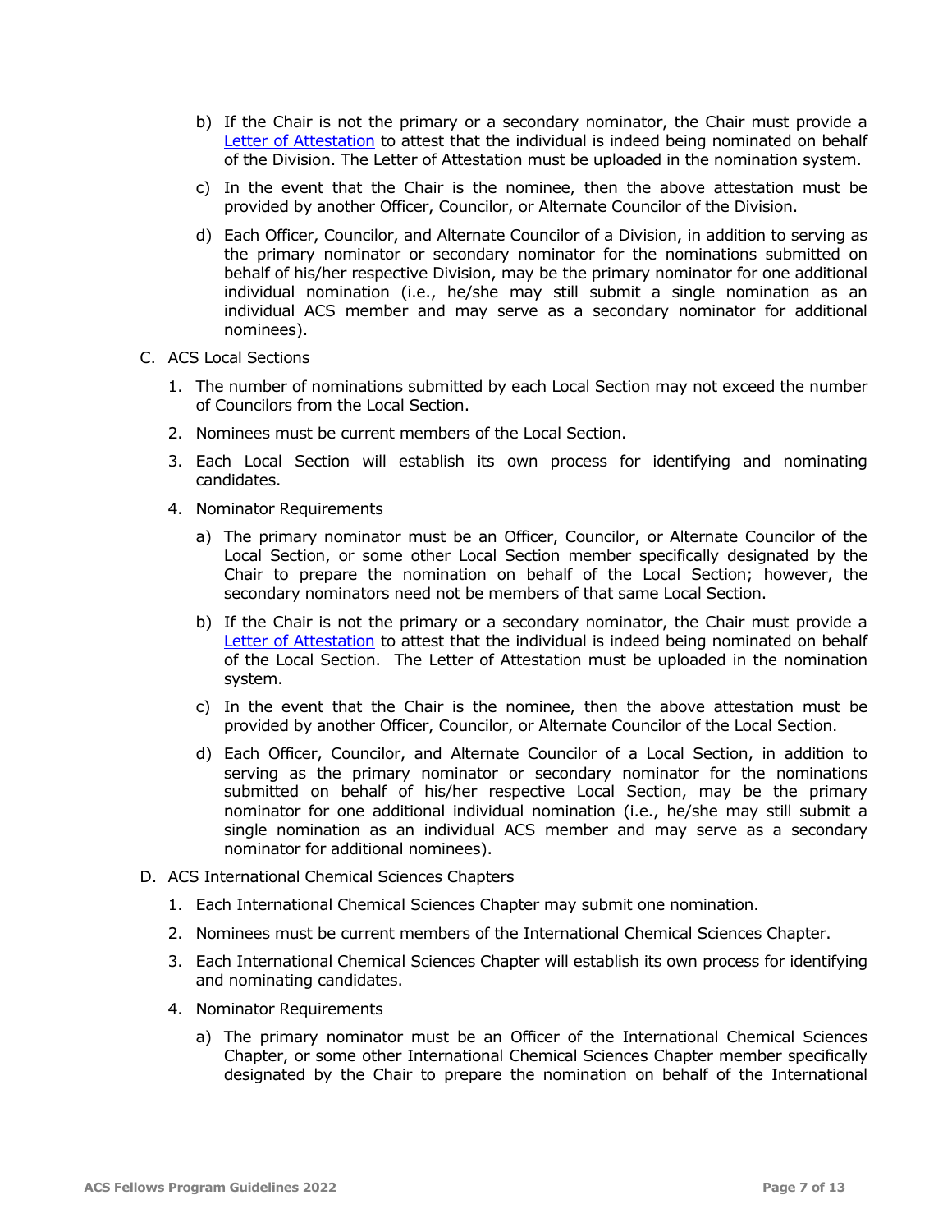b) If the Chair is not the primary or a secondary nominator, the Chair must provide a Letter of Attestation to attest that the individual is indeed being nominated on behalf of the Division. The Letter of Attestation must be uploaded in the nomination system.

c) In the event that the Chair is the nominee, then the above attestation must be provided by another Officer, Councilor, or Alternate Councilor of the Division.

d) Each Officer, Councilor, and Alternate Councilor of a Division, in addition to serving as the primary nominator or secondary nominator for the nominations submitted on behalf of his/her respective Division, may be the primary nominator for one additional individual nomination (i.e., he/she may still submit a single nomination as an individual ACS member and may serve as a secondary nominator for additional nominees).

C. ACS Local Sections

1. The number of nominations submitted by each Local Section may not exceed the number of Councilors from the Local Section.

2. Nominees must be current members of the Local Section.

3. Each Local Section will establish its own process for identifying and nominating candidates.

4. Nominator Requirements

   a) The primary nominator must be an Officer, Councilor, or Alternate Councilor of the Local Section, or some other Local Section member specifically designated by the Chair to prepare the nomination on behalf of the Local Section; however, the secondary nominators need not be members of that same Local Section.

   b) If the Chair is not the primary or a secondary nominator, the Chair must provide a Letter of Attestation to attest that the individual is indeed being nominated on behalf of the Local Section. The Letter of Attestation must be uploaded in the nomination system.

   c) In the event that the Chair is the nominee, then the above attestation must be provided by another Officer, Councilor, or Alternate Councilor of the Local Section.

   d) Each Officer, Councilor, and Alternate Councilor of a Local Section, in addition to serving as the primary nominator or secondary nominator for the nominations submitted on behalf of his/her respective Local Section, may be the primary nominator for one additional individual nomination (i.e., he/she may still submit a single nomination as an individual ACS member and may serve as a secondary nominator for additional nominees).

D. ACS International Chemical Sciences Chapters

1. Each International Chemical Sciences Chapter may submit one nomination.

2. Nominees must be current members of the International Chemical Sciences Chapter.

3. Each International Chemical Sciences Chapter will establish its own process for identifying and nominating candidates.

4. Nominator Requirements

   a) The primary nominator must be an Officer of the International Chemical Sciences Chapter, or some other International Chemical Sciences Chapter member specifically designated by the Chair to prepare the nomination on behalf of the International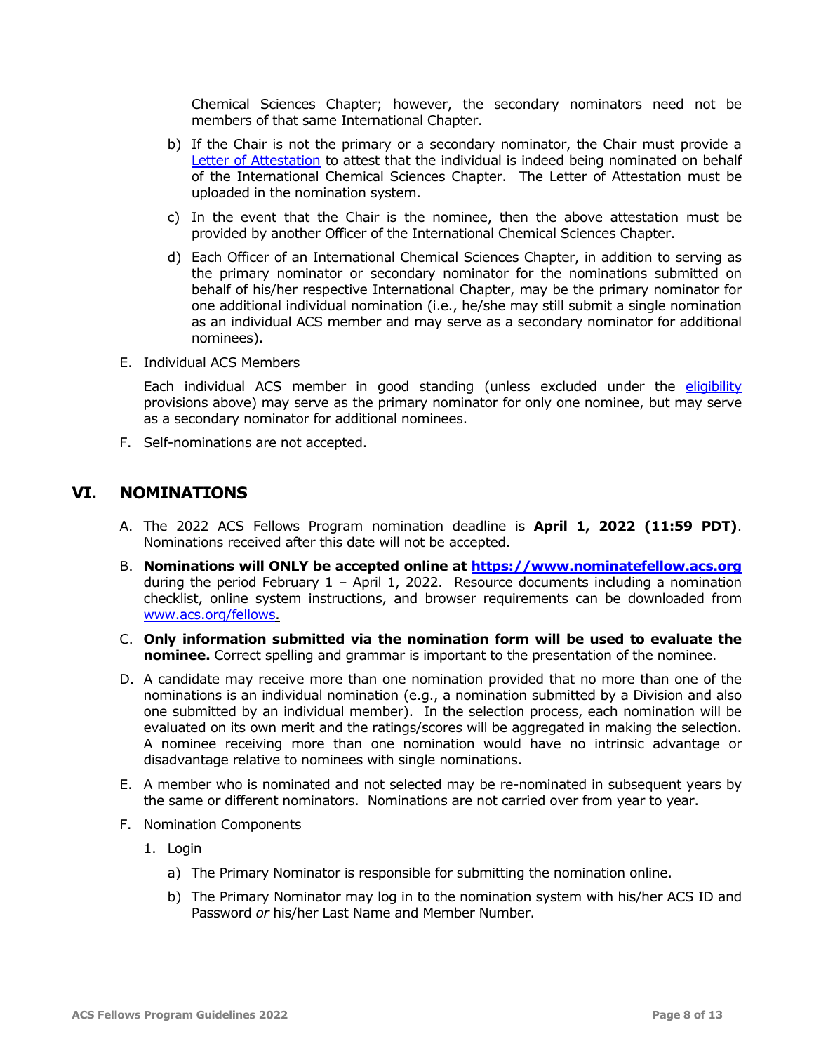Chemical Sciences Chapter; however, the secondary nominators need not be members of that same International Chapter.

b) If the Chair is not the primary or a secondary nominator, the Chair must provide a Letter of Attestation to attest that the individual is indeed being nominated on behalf of the International Chemical Sciences Chapter. The Letter of Attestation must be uploaded in the nomination system.

c) In the event that the Chair is the nominee, then the above attestation must be provided by another Officer of the International Chemical Sciences Chapter.

d) Each Officer of an International Chemical Sciences Chapter, in addition to serving as the primary nominator or secondary nominator for the nominations submitted on behalf of his/her respective International Chapter, may be the primary nominator for one additional individual nomination (i.e., he/she may still submit a single nomination as an individual ACS member and may serve as a secondary nominator for additional nominees).

E. Individual ACS Members

Each individual ACS member in good standing (unless excluded under the eligibility provisions above) may serve as the primary nominator for only one nominee, but may serve as a secondary nominator for additional nominees.

F. Self-nominations are not accepted.

## VI. NOMINATIONS

A. The 2022 ACS Fellows Program nomination deadline is **April 1, 2022 (11:59 PDT)**. Nominations received after this date will not be accepted.

B. **Nominations will ONLY be accepted online at https://www.nominatefellow.acs.org** during the period February 1 – April 1, 2022. Resource documents including a nomination checklist, online system instructions, and browser requirements can be downloaded from www.acs.org/fellows.

C. **Only information submitted via the nomination form will be used to evaluate the nominee.** Correct spelling and grammar is important to the presentation of the nominee.

D. A candidate may receive more than one nomination provided that no more than one of the nominations is an individual nomination (e.g., a nomination submitted by a Division and also one submitted by an individual member). In the selection process, each nomination will be evaluated on its own merit and the ratings/scores will be aggregated in making the selection. A nominee receiving more than one nomination would have no intrinsic advantage or disadvantage relative to nominees with single nominations.

E. A member who is nominated and not selected may be re-nominated in subsequent years by the same or different nominators. Nominations are not carried over from year to year.

F. Nomination Components

1. Login

   a) The Primary Nominator is responsible for submitting the nomination online.

   b) The Primary Nominator may log in to the nomination system with his/her ACS ID and Password *or* his/her Last Name and Member Number.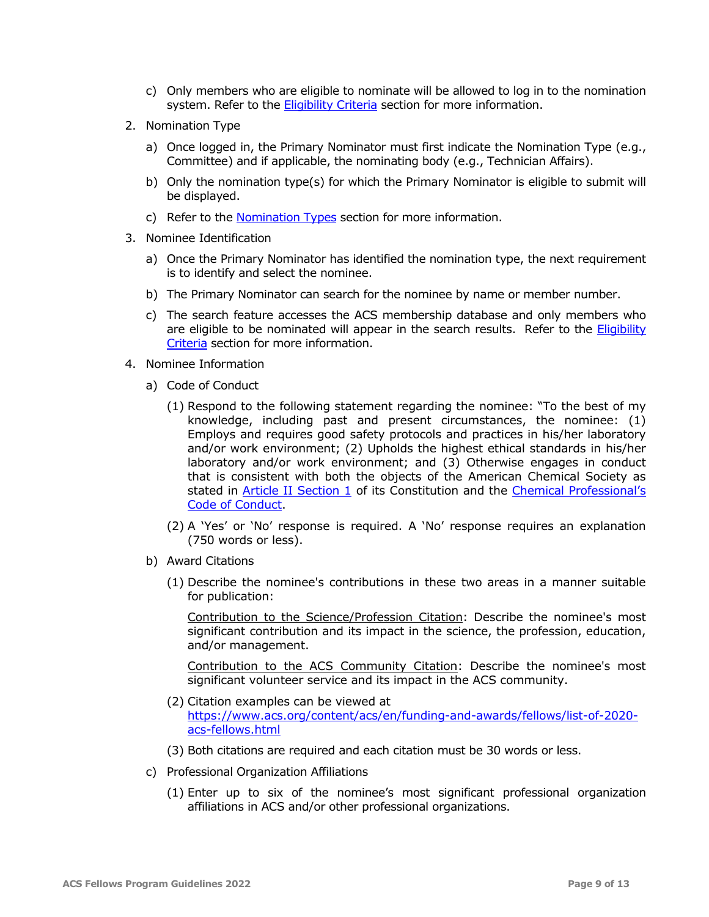c) Only members who are eligible to nominate will be allowed to log in to the nomination system. Refer to the Eligibility Criteria section for more information.

2. Nomination Type

   a) Once logged in, the Primary Nominator must first indicate the Nomination Type (e.g., Committee) and if applicable, the nominating body (e.g., Technician Affairs).

   b) Only the nomination type(s) for which the Primary Nominator is eligible to submit will be displayed.

   c) Refer to the Nomination Types section for more information.

3. Nominee Identification

   a) Once the Primary Nominator has identified the nomination type, the next requirement is to identify and select the nominee.

   b) The Primary Nominator can search for the nominee by name or member number.

   c) The search feature accesses the ACS membership database and only members who are eligible to be nominated will appear in the search results. Refer to the Eligibility Criteria section for more information.

4. Nominee Information

   a) Code of Conduct

      (1) Respond to the following statement regarding the nominee: "To the best of my knowledge, including past and present circumstances, the nominee: (1) Employs and requires good safety protocols and practices in his/her laboratory and/or work environment; (2) Upholds the highest ethical standards in his/her laboratory and/or work environment; and (3) Otherwise engages in conduct that is consistent with both the objects of the American Chemical Society as stated in Article II Section 1 of its Constitution and the Chemical Professional's Code of Conduct.

      (2) A 'Yes' or 'No' response is required. A 'No' response requires an explanation (750 words or less).

   b) Award Citations

      (1) Describe the nominee's contributions in these two areas in a manner suitable for publication:

      Contribution to the Science/Profession Citation: Describe the nominee's most significant contribution and its impact in the science, the profession, education, and/or management.

      Contribution to the ACS Community Citation: Describe the nominee's most significant volunteer service and its impact in the ACS community.

      (2) Citation examples can be viewed at https://www.acs.org/content/acs/en/funding-and-awards/fellows/list-of-2020-acs-fellows.html

      (3) Both citations are required and each citation must be 30 words or less.

   c) Professional Organization Affiliations

      (1) Enter up to six of the nominee's most significant professional organization affiliations in ACS and/or other professional organizations.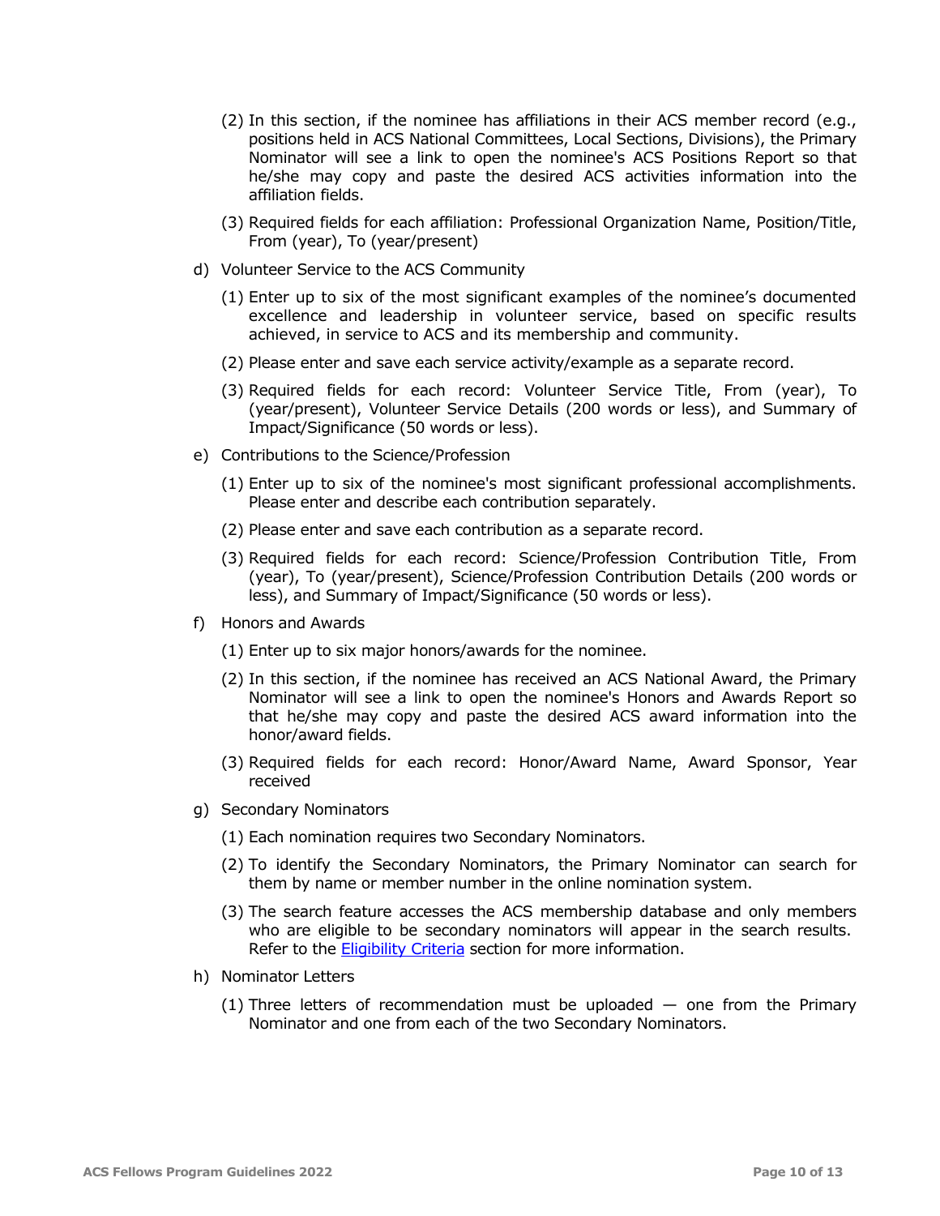(2) In this section, if the nominee has affiliations in their ACS member record (e.g., positions held in ACS National Committees, Local Sections, Divisions), the Primary Nominator will see a link to open the nominee's ACS Positions Report so that he/she may copy and paste the desired ACS activities information into the affiliation fields.

(3) Required fields for each affiliation: Professional Organization Name, Position/Title, From (year), To (year/present)

d) Volunteer Service to the ACS Community

(1) Enter up to six of the most significant examples of the nominee's documented excellence and leadership in volunteer service, based on specific results achieved, in service to ACS and its membership and community.

(2) Please enter and save each service activity/example as a separate record.

(3) Required fields for each record: Volunteer Service Title, From (year), To (year/present), Volunteer Service Details (200 words or less), and Summary of Impact/Significance (50 words or less).

e) Contributions to the Science/Profession

(1) Enter up to six of the nominee's most significant professional accomplishments. Please enter and describe each contribution separately.

(2) Please enter and save each contribution as a separate record.

(3) Required fields for each record: Science/Profession Contribution Title, From (year), To (year/present), Science/Profession Contribution Details (200 words or less), and Summary of Impact/Significance (50 words or less).

f) Honors and Awards

(1) Enter up to six major honors/awards for the nominee.

(2) In this section, if the nominee has received an ACS National Award, the Primary Nominator will see a link to open the nominee's Honors and Awards Report so that he/she may copy and paste the desired ACS award information into the honor/award fields.

(3) Required fields for each record: Honor/Award Name, Award Sponsor, Year received

g) Secondary Nominators

(1) Each nomination requires two Secondary Nominators.

(2) To identify the Secondary Nominators, the Primary Nominator can search for them by name or member number in the online nomination system.

(3) The search feature accesses the ACS membership database and only members who are eligible to be secondary nominators will appear in the search results. Refer to the Eligibility Criteria section for more information.

h) Nominator Letters

(1) Three letters of recommendation must be uploaded — one from the Primary Nominator and one from each of the two Secondary Nominators.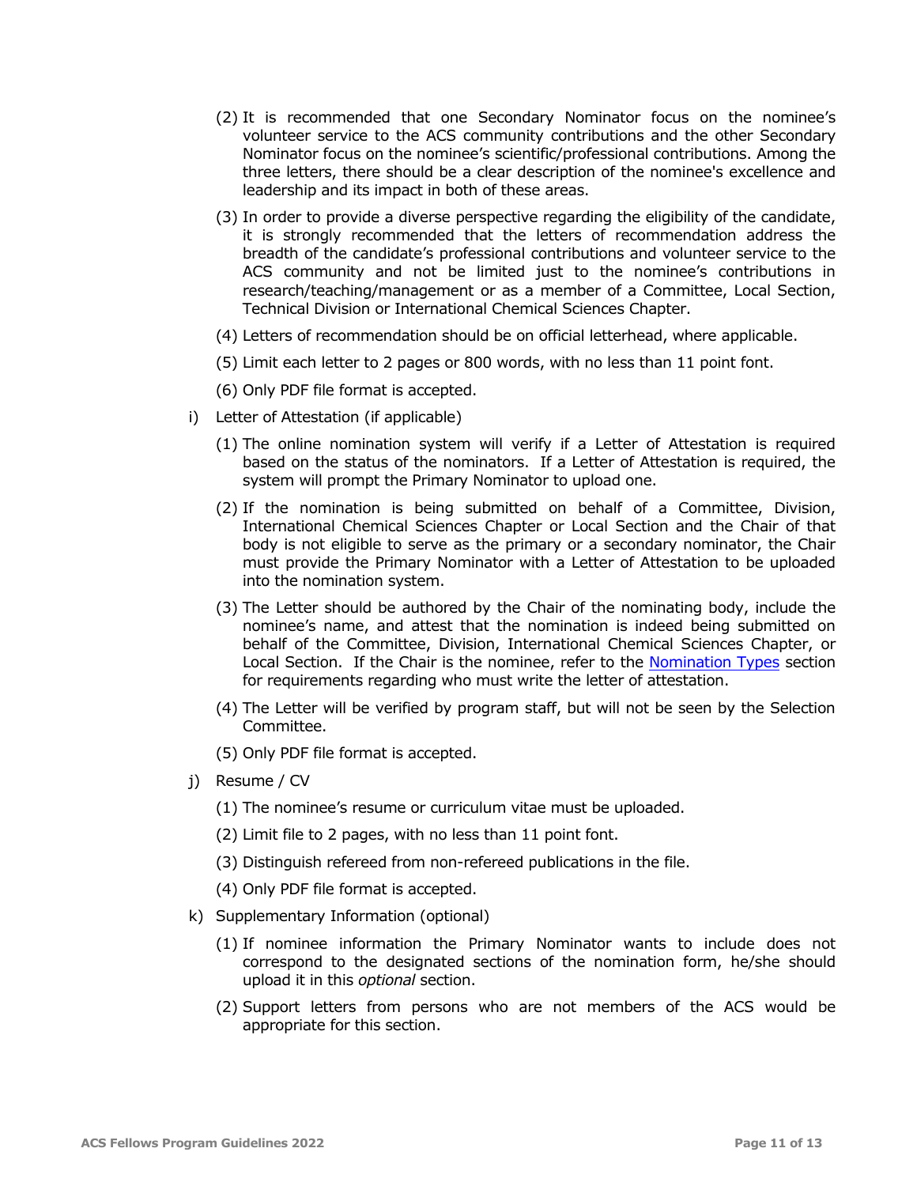(2) It is recommended that one Secondary Nominator focus on the nominee's volunteer service to the ACS community contributions and the other Secondary Nominator focus on the nominee's scientific/professional contributions. Among the three letters, there should be a clear description of the nominee's excellence and leadership and its impact in both of these areas.

(3) In order to provide a diverse perspective regarding the eligibility of the candidate, it is strongly recommended that the letters of recommendation address the breadth of the candidate's professional contributions and volunteer service to the ACS community and not be limited just to the nominee's contributions in research/teaching/management or as a member of a Committee, Local Section, Technical Division or International Chemical Sciences Chapter.

(4) Letters of recommendation should be on official letterhead, where applicable.

(5) Limit each letter to 2 pages or 800 words, with no less than 11 point font.

(6) Only PDF file format is accepted.

i) Letter of Attestation (if applicable)

(1) The online nomination system will verify if a Letter of Attestation is required based on the status of the nominators. If a Letter of Attestation is required, the system will prompt the Primary Nominator to upload one.

(2) If the nomination is being submitted on behalf of a Committee, Division, International Chemical Sciences Chapter or Local Section and the Chair of that body is not eligible to serve as the primary or a secondary nominator, the Chair must provide the Primary Nominator with a Letter of Attestation to be uploaded into the nomination system.

(3) The Letter should be authored by the Chair of the nominating body, include the nominee's name, and attest that the nomination is indeed being submitted on behalf of the Committee, Division, International Chemical Sciences Chapter, or Local Section. If the Chair is the nominee, refer to the Nomination Types section for requirements regarding who must write the letter of attestation.

(4) The Letter will be verified by program staff, but will not be seen by the Selection Committee.

(5) Only PDF file format is accepted.

j) Resume / CV

(1) The nominee's resume or curriculum vitae must be uploaded.

(2) Limit file to 2 pages, with no less than 11 point font.

(3) Distinguish refereed from non-refereed publications in the file.

(4) Only PDF file format is accepted.

k) Supplementary Information (optional)

(1) If nominee information the Primary Nominator wants to include does not correspond to the designated sections of the nomination form, he/she should upload it in this *optional* section.

(2) Support letters from persons who are not members of the ACS would be appropriate for this section.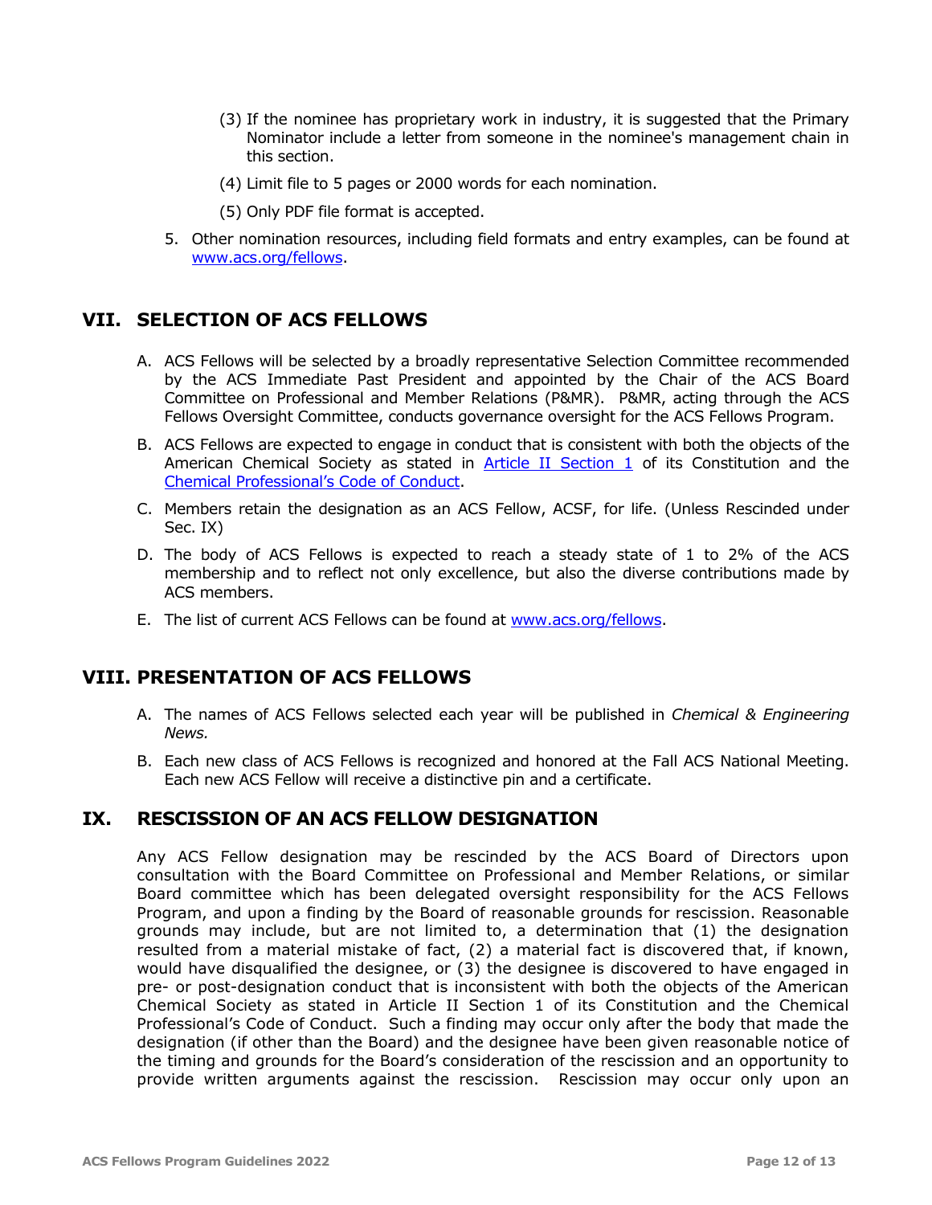(3) If the nominee has proprietary work in industry, it is suggested that the Primary Nominator include a letter from someone in the nominee's management chain in this section.

(4) Limit file to 5 pages or 2000 words for each nomination.

(5) Only PDF file format is accepted.

5. Other nomination resources, including field formats and entry examples, can be found at [www.acs.org/fellows](www.acs.org/fellows).

## VII. SELECTION OF ACS FELLOWS

A. ACS Fellows will be selected by a broadly representative Selection Committee recommended by the ACS Immediate Past President and appointed by the Chair of the ACS Board Committee on Professional and Member Relations (P&MR). P&MR, acting through the ACS Fellows Oversight Committee, conducts governance oversight for the ACS Fellows Program.

B. ACS Fellows are expected to engage in conduct that is consistent with both the objects of the American Chemical Society as stated in Article II Section 1 of its Constitution and the Chemical Professional's Code of Conduct.

C. Members retain the designation as an ACS Fellow, ACSF, for life. (Unless Rescinded under Sec. IX)

D. The body of ACS Fellows is expected to reach a steady state of 1 to 2% of the ACS membership and to reflect not only excellence, but also the diverse contributions made by ACS members.

E. The list of current ACS Fellows can be found at [www.acs.org/fellows](www.acs.org/fellows).

## VIII. PRESENTATION OF ACS FELLOWS

A. The names of ACS Fellows selected each year will be published in *Chemical & Engineering News.*

B. Each new class of ACS Fellows is recognized and honored at the Fall ACS National Meeting. Each new ACS Fellow will receive a distinctive pin and a certificate.

## IX. RESCISSION OF AN ACS FELLOW DESIGNATION

Any ACS Fellow designation may be rescinded by the ACS Board of Directors upon consultation with the Board Committee on Professional and Member Relations, or similar Board committee which has been delegated oversight responsibility for the ACS Fellows Program, and upon a finding by the Board of reasonable grounds for rescission. Reasonable grounds may include, but are not limited to, a determination that (1) the designation resulted from a material mistake of fact, (2) a material fact is discovered that, if known, would have disqualified the designee, or (3) the designee is discovered to have engaged in pre- or post-designation conduct that is inconsistent with both the objects of the American Chemical Society as stated in Article II Section 1 of its Constitution and the Chemical Professional's Code of Conduct. Such a finding may occur only after the body that made the designation (if other than the Board) and the designee have been given reasonable notice of the timing and grounds for the Board's consideration of the rescission and an opportunity to provide written arguments against the rescission. Rescission may occur only upon an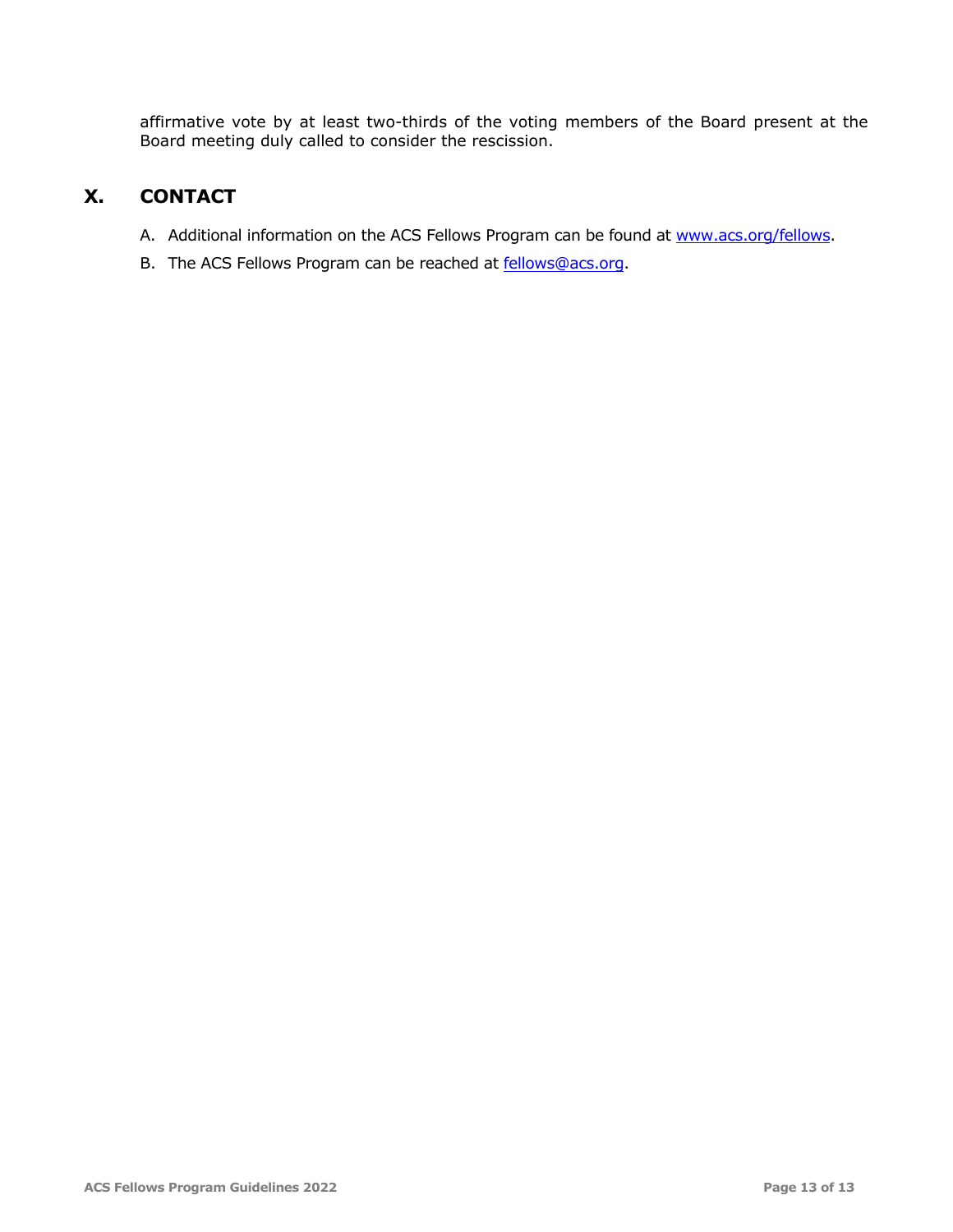affirmative vote by at least two-thirds of the voting members of the Board present at the Board meeting duly called to consider the rescission.

## X. CONTACT

A. Additional information on the ACS Fellows Program can be found at www.acs.org/fellows.

B. The ACS Fellows Program can be reached at fellows@acs.org.